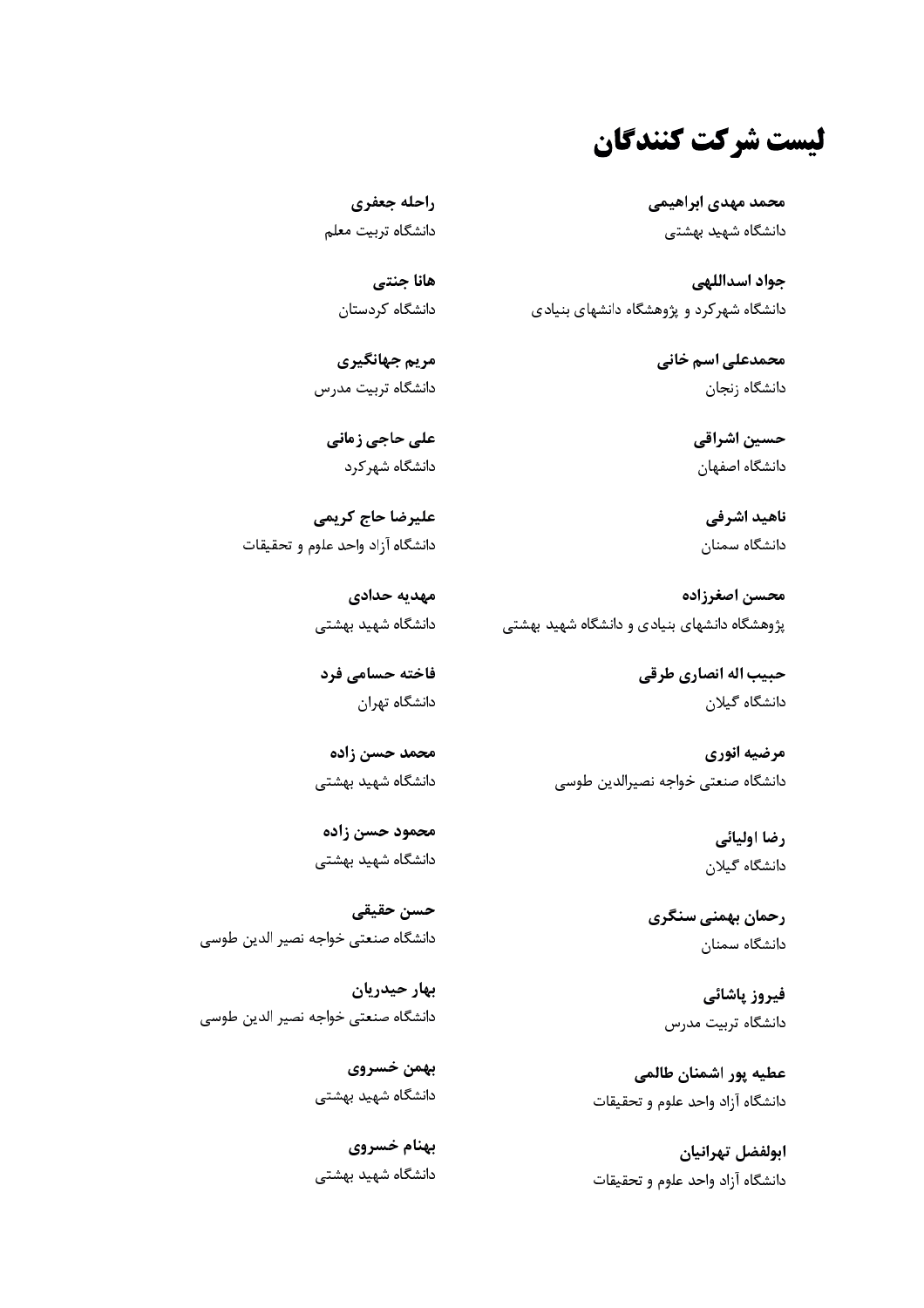# لیست شرکت کنندگان

**محمد مهدی ابراهیمی**
دانشگاه شهید بهشتی

**جواد اسداللهی**
دانشگاه شهرکرد و پژوهشگاه دانشهای بنیادی

**محمدعلی اسم خانی**
دانشگاه زنجان

**حسین اشراقی**
دانشگاه اصفهان

**ناهید اشرفی**
دانشگاه سمنان

**محسن اصغرزاده**
پژوهشگاه دانشهای بنیادی و دانشگاه شهید بهشتی

**حبیب اله انصاری طرقی**
دانشگاه گیلان

**مرضیه انوری**
دانشگاه صنعتی خواجه نصیرالدین طوسی

**رضا اولیائی**
دانشگاه گیلان

**رحمان بهمنی سنگری**
دانشگاه سمنان

**فیروز پاشائی**
دانشگاه تربیت مدرس

**عطیه پور اشمنان طالمی**
دانشگاه آزاد واحد علوم و تحقیقات

**ابولفضل تهرانیان**
دانشگاه آزاد واحد علوم و تحقیقات

**راحله جعفری**
دانشگاه تربیت معلم

**هانا جنتی**
دانشگاه کردستان

**مریم جهانگیری**
دانشگاه تربیت مدرس

**علی حاجی زمانی**
دانشگاه شهرکرد

**علیرضا حاج کریمی**
دانشگاه آزاد واحد علوم و تحقیقات

**مهدیه حدادی**
دانشگاه شهید بهشتی

**فاخته حسامی فرد**
دانشگاه تهران

**محمد حسن زاده**
دانشگاه شهید بهشتی

**محمود حسن زاده**
دانشگاه شهید بهشتی

**حسن حقیقی**
دانشگاه صنعتی خواجه نصیر الدین طوسی

**بهار حیدریان**
دانشگاه صنعتی خواجه نصیر الدین طوسی

**بهمن خسروی**
دانشگاه شهید بهشتی

**بهنام خسروی**
دانشگاه شهید بهشتی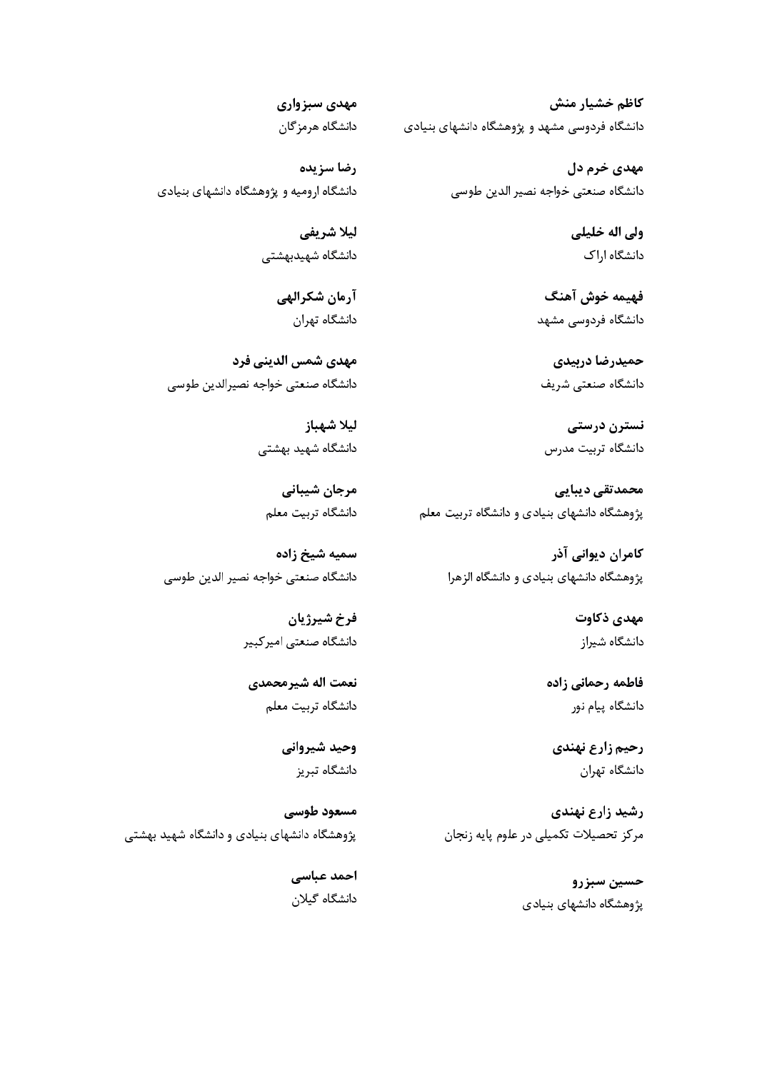**کاظم خشیار منش**
دانشگاه فردوسی مشهد و پژوهشگاه دانشهای بنیادی

**مهدی خرم دل**
دانشگاه صنعتی خواجه نصیر الدین طوسی

**ولی اله خلیلی**
دانشگاه اراک

**فهیمه خوش آهنگ**
دانشگاه فردوسی مشهد

**حمیدرضا دربیدی**
دانشگاه صنعتی شریف

**نسترن درستی**
دانشگاه تربیت مدرس

**محمدتقی دیبایی**
پژوهشگاه دانشهای بنیادی و دانشگاه تربیت معلم

**کامران دیوانی آذر**
پژوهشگاه دانشهای بنیادی و دانشگاه الزهرا

**مهدی ذکاوت**
دانشگاه شیراز

**فاطمه رحمانی زاده**
دانشگاه پیام نور

**رحیم زارع نهندی**
دانشگاه تهران

**رشید زارع نهندی**
مرکز تحصیلات تکمیلی در علوم پایه زنجان

**حسین سبزرو**
پژوهشگاه دانشهای بنیادی

**مهدی سبزواری**
دانشگاه هرمزگان

**رضا سزیده**
دانشگاه ارومیه و پژوهشگاه دانشهای بنیادی

**لیلا شریفی**
دانشگاه شهیدبهشتی

**آرمان شکرالهی**
دانشگاه تهران

**مهدی شمس الدینی فرد**
دانشگاه صنعتی خواجه نصیرالدین طوسی

**لیلا شهباز**
دانشگاه شهید بهشتی

**مرجان شیبانی**
دانشگاه تربیت معلم

**سمیه شیخ زاده**
دانشگاه صنعتی خواجه نصیر الدین طوسی

**فرخ شیرژیان**
دانشگاه صنعتی امیرکبیر

**نعمت اله شیرمحمدی**
دانشگاه تربیت معلم

**وحید شیروانی**
دانشگاه تبریز

**مسعود طوسی**
پژوهشگاه دانشهای بنیادی و دانشگاه شهید بهشتی

**احمد عباسی**
دانشگاه گیلان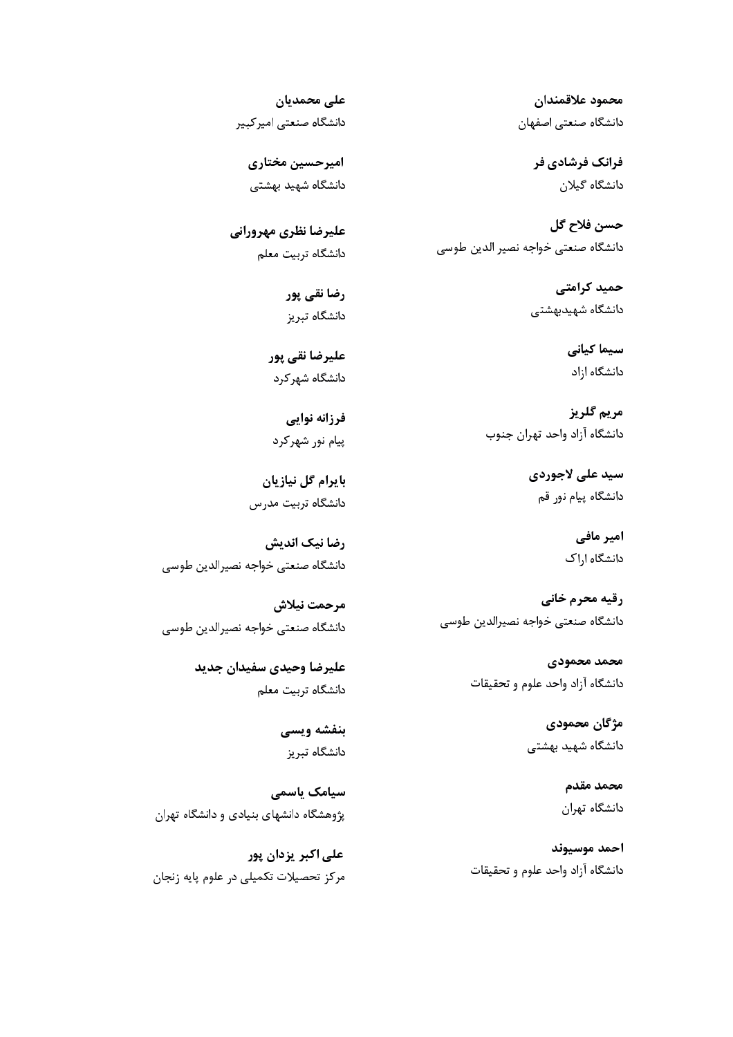**محمود علاقمندان**
دانشگاه صنعتی اصفهان

**فرانک فرشادی فر**
دانشگاه گیلان

**حسن فلاح گل**
دانشگاه صنعتی خواجه نصیر الدین طوسی

**حمید کرامتی**
دانشگاه شهیدبهشتی

**سیما کیانی**
دانشگاه ازاد

**مریم گلریز**
دانشگاه آزاد واحد تهران جنوب

**سید علی لاجوردی**
دانشگاه پیام نور قم

**امیر مافی**
دانشگاه اراک

**رقیه محرم خانی**
دانشگاه صنعتی خواجه نصیرالدین طوسی

**محمد محمودی**
دانشگاه آزاد واحد علوم و تحقیقات

**مژگان محمودی**
دانشگاه شهید بهشتی

**محمد مقدم**
دانشگاه تهران

**احمد موسیوند**
دانشگاه آزاد واحد علوم و تحقیقات

**علی محمدیان**
دانشگاه صنعتی امیرکبیر

**امیرحسین مختاری**
دانشگاه شهید بهشتی

**علیرضا نظری مهرورانی**
دانشگاه تربیت معلم

**رضا نقی پور**
دانشگاه تبریز

**علیرضا نقی پور**
دانشگاه شهرکرد

**فرزانه نوایی**
پیام نور شهرکرد

**بایرام گل نیازیان**
دانشگاه تربیت مدرس

**رضا نیک اندیش**
دانشگاه صنعتی خواجه نصیرالدین طوسی

**مرحمت نیلاش**
دانشگاه صنعتی خواجه نصیرالدین طوسی

**علیرضا وحیدی سفیدان جدید**
دانشگاه تربیت معلم

**بنفشه ویسی**
دانشگاه تبریز

**سیامک یاسمی**
پژوهشگاه دانشهای بنیادی و دانشگاه تهران

**علی اکبر یزدان پور**
مرکز تحصیلات تکمیلی در علوم پایه زنجان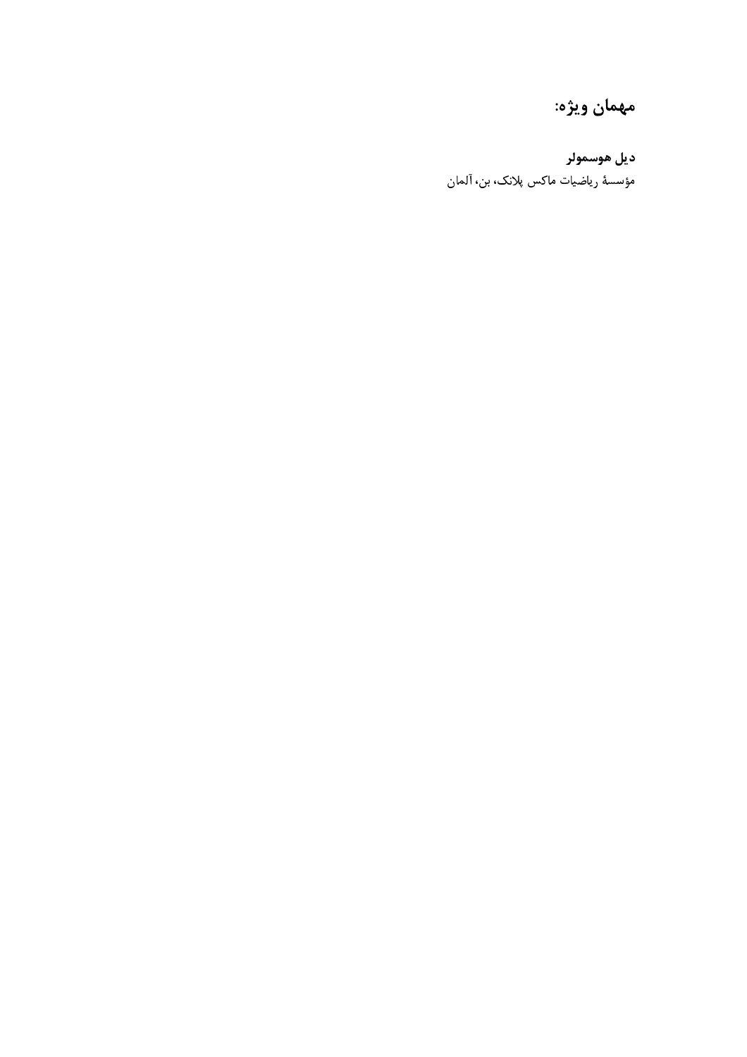## مهمان ویژه:

**دیل هوسمولر**

مؤسسۀ ریاضیات ماکس پلانک، بن، آلمان